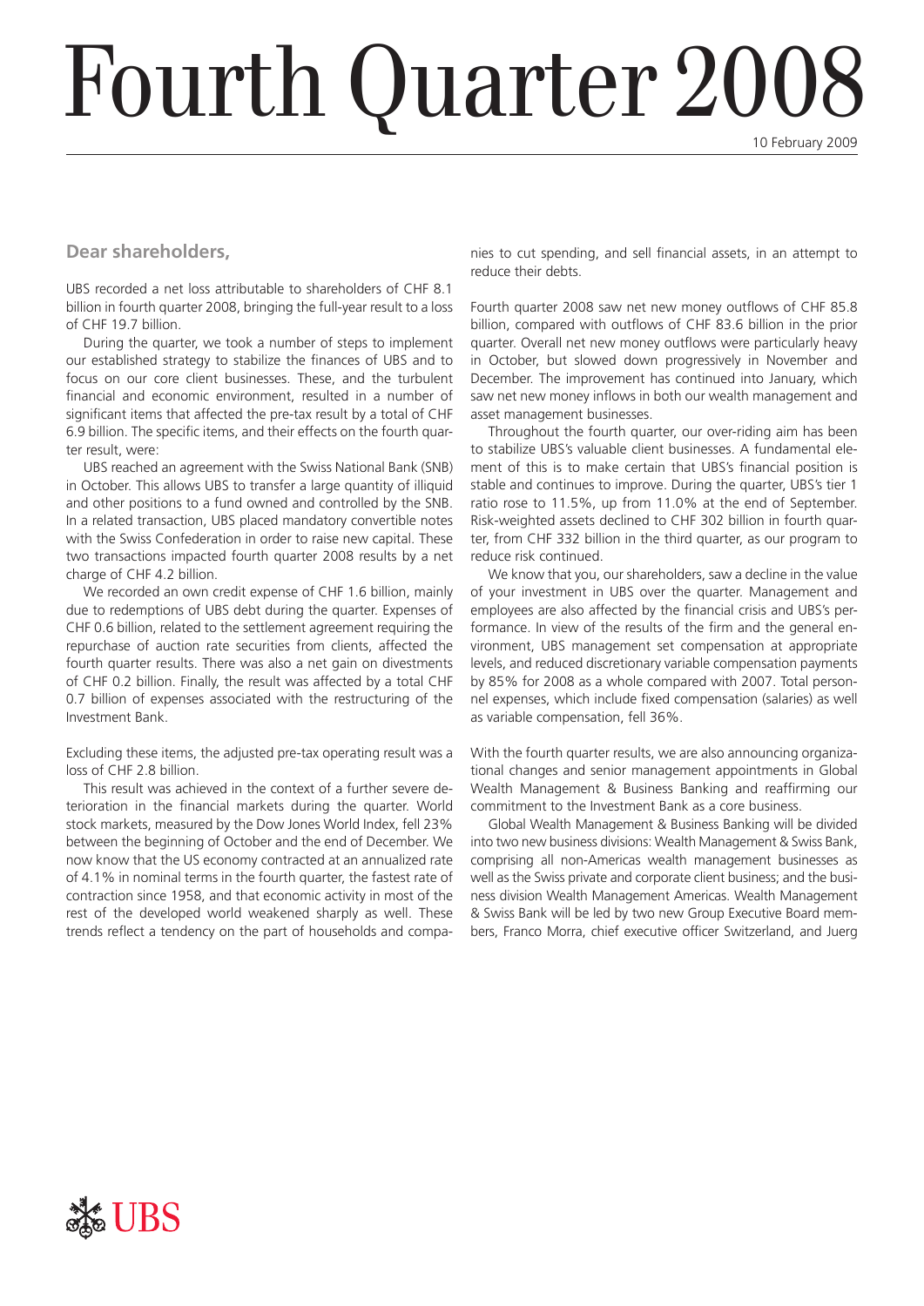# Fourth Quarter 2008

10 February 2009

## Dear shareholders,

UBS recorded a net loss attributable to shareholders of CHF 8.1 billion in fourth quarter 2008, bringing the full-year result to a loss of CHF 19.7 billion.

During the quarter, we took a number of steps to implement our established strategy to stabilize the finances of UBS and to focus on our core client businesses. These, and the turbulent financial and economic environment, resulted in a number of significant items that affected the pre-tax result by a total of CHF 6.9 billion. The specific items, and their effects on the fourth quarter result, were:

UBS reached an agreement with the Swiss National Bank (SNB) in October. This allows UBS to transfer a large quantity of illiquid and other positions to a fund owned and controlled by the SNB. In a related transaction, UBS placed mandatory convertible notes with the Swiss Confederation in order to raise new capital. These two transactions impacted fourth quarter 2008 results by a net charge of CHF 4.2 billion.

We recorded an own credit expense of CHF 1.6 billion, mainly due to redemptions of UBS debt during the quarter. Expenses of CHF 0.6 billion, related to the settlement agreement requiring the repurchase of auction rate securities from clients, affected the fourth quarter results. There was also a net gain on divestments of CHF 0.2 billion. Finally, the result was affected by a total CHF 0.7 billion of expenses associated with the restructuring of the Investment Bank.

Excluding these items, the adjusted pre-tax operating result was a loss of CHF 2.8 billion.

This result was achieved in the context of a further severe deterioration in the financial markets during the quarter. World stock markets, measured by the Dow Jones World Index, fell 23% between the beginning of October and the end of December. We now know that the US economy contracted at an annualized rate of 4.1% in nominal terms in the fourth quarter, the fastest rate of contraction since 1958, and that economic activity in most of the rest of the developed world weakened sharply as well. These trends reflect a tendency on the part of households and companies to cut spending, and sell financial assets, in an attempt to reduce their debts.

Fourth quarter 2008 saw net new money outflows of CHF 85.8 billion, compared with outflows of CHF 83.6 billion in the prior quarter. Overall net new money outflows were particularly heavy in October, but slowed down progressively in November and December. The improvement has continued into January, which saw net new money inflows in both our wealth management and asset management businesses.

Throughout the fourth quarter, our over-riding aim has been to stabilize UBS's valuable client businesses. A fundamental element of this is to make certain that UBS's financial position is stable and continues to improve. During the quarter, UBS's tier 1 ratio rose to 11.5%, up from 11.0% at the end of September. Risk-weighted assets declined to CHF 302 billion in fourth quarter, from CHF 332 billion in the third quarter, as our program to reduce risk continued.

We know that you, our shareholders, saw a decline in the value of your investment in UBS over the quarter. Management and employees are also affected by the financial crisis and UBS's performance. In view of the results of the firm and the general environment, UBS management set compensation at appropriate levels, and reduced discretionary variable compensation payments by 85% for 2008 as a whole compared with 2007. Total personnel expenses, which include fixed compensation (salaries) as well as variable compensation, fell 36%.

With the fourth quarter results, we are also announcing organizational changes and senior management appointments in Global Wealth Management & Business Banking and reaffirming our commitment to the Investment Bank as a core business.

Global Wealth Management & Business Banking will be divided into two new business divisions: Wealth Management & Swiss Bank, comprising all non-Americas wealth management businesses as well as the Swiss private and corporate client business; and the business division Wealth Management Americas. Wealth Management & Swiss Bank will be led by two new Group Executive Board members, Franco Morra, chief executive officer Switzerland, and Juerg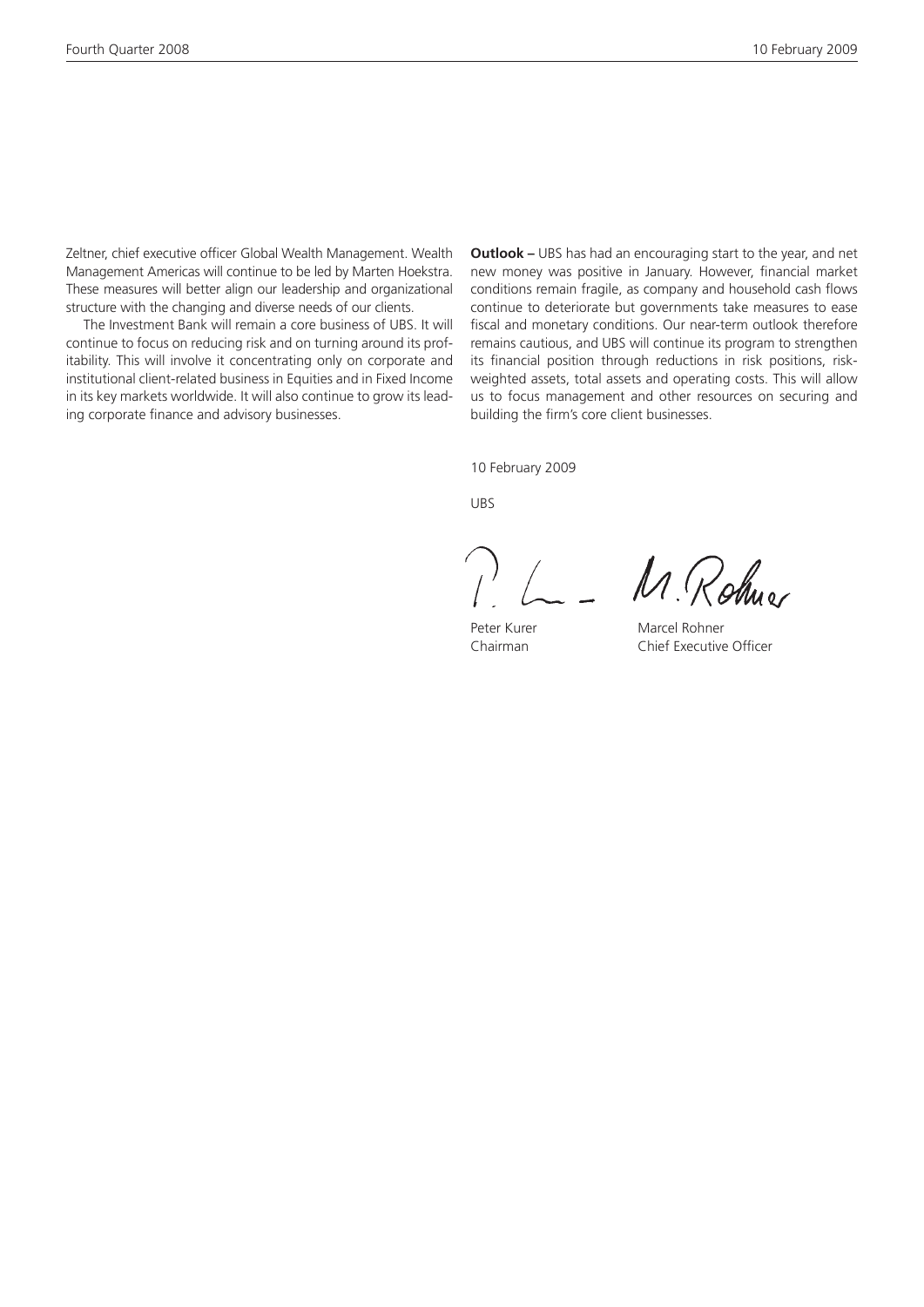Zeltner, chief executive officer Global Wealth Management. Wealth Management Americas will continue to be led by Marten Hoekstra. These measures will better align our leadership and organizational structure with the changing and diverse needs of our clients.

The Investment Bank will remain a core business of UBS. It will continue to focus on reducing risk and on turning around its profitability. This will involve it concentrating only on corporate and institutional client-related business in Equities and in Fixed Income in its key markets worldwide. It will also continue to grow its leading corporate finance and advisory businesses.

**Outlook –** UBS has had an encouraging start to the year, and net new money was positive in January. However, financial market conditions remain fragile, as company and household cash flows continue to deteriorate but governments take measures to ease fiscal and monetary conditions. Our near-term outlook therefore remains cautious, and UBS will continue its program to strengthen its financial position through reductions in risk positions, risk-weighted assets, total assets and operating costs. This will allow us to focus management and other resources on securing and building the firm's core client businesses.

10 February 2009

UBS

Peter Kurer
Chairman

Marcel Rohner
Chief Executive Officer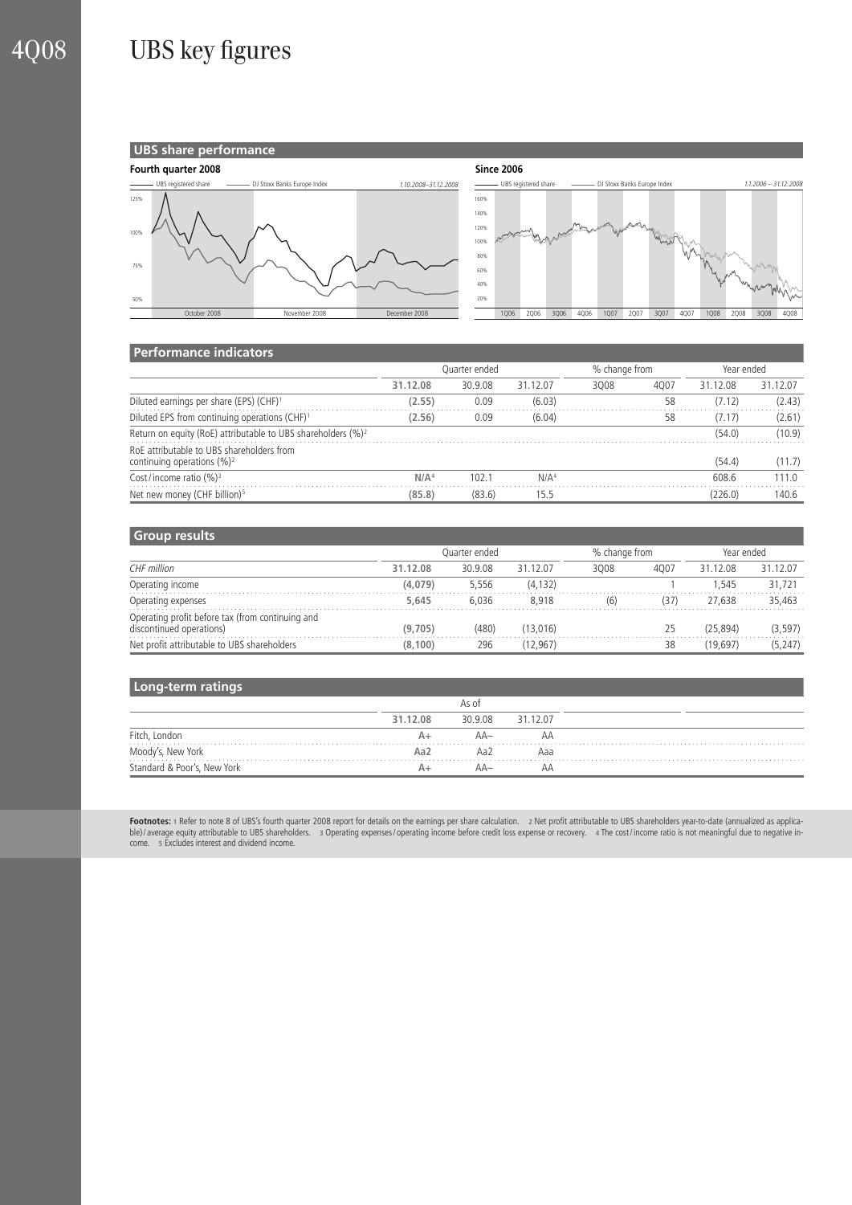# UBS key figures

## UBS share performance

**Fourth quarter 2008**

UBS registered share — DJ Stoxx Banks Europe Index — 1.10.2008–31.12.2008

**Since 2006**

UBS registered share — DJ Stoxx Banks Europe Index — 1.1.2006 – 31.12.2008

## Performance indicators

| | Quarter ended | | | % change from | | Year ended | |
|---|---|---|---|---|---|---|---|
| | **31.12.08** | 30.9.08 | 31.12.07 | 3Q08 | 4Q07 | 31.12.08 | 31.12.07 |
| Diluted earnings per share (EPS) (CHF)[1] | **(2.55)** | 0.09 | (6.03) | | 58 | (7.12) | (2.43) |
| Diluted EPS from continuing operations (CHF)[1] | **(2.56)** | 0.09 | (6.04) | | 58 | (7.17) | (2.61) |
| Return on equity (RoE) attributable to UBS shareholders (%)[2] | | | | | | (54.0) | (10.9) |
| RoE attributable to UBS shareholders from continuing operations (%)[2] | | | | | | (54.4) | (11.7) |
| Cost/income ratio (%)[3] | **N/A[4]** | 102.1 | N/A[4] | | | 608.6 | 111.0 |
| Net new money (CHF billion)[5] | **(85.8)** | (83.6) | 15.5 | | | (226.0) | 140.6 |

## Group results

| | Quarter ended | | | % change from | | Year ended | |
|---|---|---|---|---|---|---|---|
| *CHF million* | **31.12.08** | 30.9.08 | 31.12.07 | 3Q08 | 4Q07 | 31.12.08 | 31.12.07 |
| Operating income | **(4,079)** | 5,556 | (4,132) | | 1 | 1,545 | 31,721 |
| Operating expenses | **5,645** | 6,036 | 8,918 | (6) | (37) | 27,638 | 35,463 |
| Operating profit before tax (from continuing and discontinued operations) | **(9,705)** | (480) | (13,016) | | 25 | (25,894) | (3,597) |
| Net profit attributable to UBS shareholders | **(8,100)** | 296 | (12,967) | | 38 | (19,697) | (5,247) |

## Long-term ratings

| | As of | | |
|---|---|---|---|
| | **31.12.08** | 30.9.08 | 31.12.07 |
| Fitch, London | **A+** | AA– | AA |
| Moody's, New York | **Aa2** | Aa2 | Aaa |
| Standard & Poor's, New York | **A+** | AA– | AA |

**Footnotes:** 1 Refer to note 8 of UBS's fourth quarter 2008 report for details on the earnings per share calculation. 2 Net profit attributable to UBS shareholders year-to-date (annualized as applicable) / average equity attributable to UBS shareholders. 3 Operating expenses / operating income before credit loss expense or recovery. 4 The cost / income ratio is not meaningful due to negative income. 5 Excludes interest and dividend income.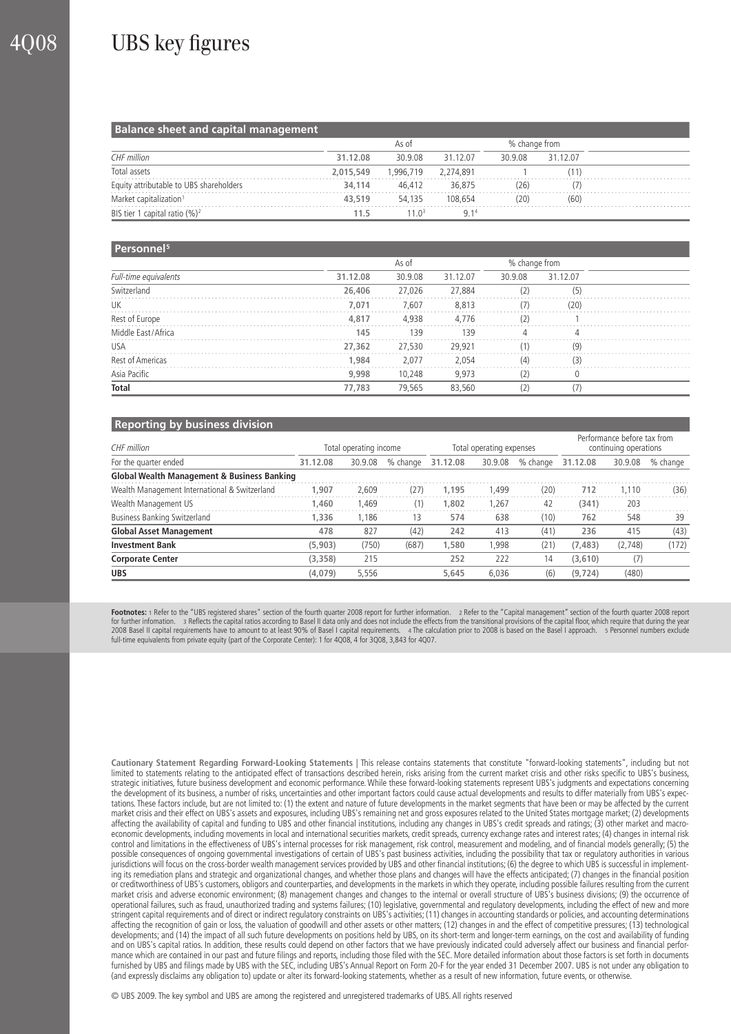# UBS key figures

| Balance sheet and capital management | | | | | |
|---|---|---|---|---|---|
| | As of | | | % change from | |
| CHF million | 31.12.08 | 30.9.08 | 31.12.07 | 30.9.08 | 31.12.07 |
| Total assets | 2,015,549 | 1,996,719 | 2,274,891 | 1 | (11) |
| Equity attributable to UBS shareholders | 34,114 | 46,412 | 36,875 | (26) | (7) |
| Market capitalization[1] | 43,519 | 54,135 | 108,654 | (20) | (60) |
| BIS tier 1 capital ratio (%)[2] | 11.5 | 11.0[3] | 9.1[4] | | |

| Personnel[5] | | | | | |
|---|---|---|---|---|---|
| | As of | | | % change from | |
| Full-time equivalents | 31.12.08 | 30.9.08 | 31.12.07 | 30.9.08 | 31.12.07 |
| Switzerland | 26,406 | 27,026 | 27,884 | (2) | (5) |
| UK | 7,071 | 7,607 | 8,813 | (7) | (20) |
| Rest of Europe | 4,817 | 4,938 | 4,776 | (2) | 1 |
| Middle East/Africa | 145 | 139 | 139 | 4 | 4 |
| USA | 27,362 | 27,530 | 29,921 | (1) | (9) |
| Rest of Americas | 1,984 | 2,077 | 2,054 | (4) | (3) |
| Asia Pacific | 9,998 | 10,248 | 9,973 | (2) | 0 |
| **Total** | **77,783** | 79,565 | 83,560 | (2) | (7) |

| Reporting by business division | | | | | | | | | |
|---|---|---|---|---|---|---|---|---|---|
| CHF million | Total operating income | | | Total operating expenses | | | Performance before tax from continuing operations | | |
| For the quarter ended | 31.12.08 | 30.9.08 | % change | 31.12.08 | 30.9.08 | % change | 31.12.08 | 30.9.08 | % change |
| **Global Wealth Management & Business Banking** | | | | | | | | | |
| Wealth Management International & Switzerland | 1,907 | 2,609 | (27) | 1,195 | 1,499 | (20) | 712 | 1,110 | (36) |
| Wealth Management US | 1,460 | 1,469 | (1) | 1,802 | 1,267 | 42 | (341) | 203 | |
| Business Banking Switzerland | 1,336 | 1,186 | 13 | 574 | 638 | (10) | 762 | 548 | 39 |
| **Global Asset Management** | 478 | 827 | (42) | 242 | 413 | (41) | 236 | 415 | (43) |
| **Investment Bank** | (5,903) | (750) | (687) | 1,580 | 1,998 | (21) | (7,483) | (2,748) | (172) |
| **Corporate Center** | (3,358) | 215 | | 252 | 222 | 14 | (3,610) | (7) | |
| **UBS** | (4,079) | 5,556 | | 5,645 | 6,036 | (6) | (9,724) | (480) | |

**Footnotes:** 1 Refer to the "UBS registered shares" section of the fourth quarter 2008 report for further information. 2 Refer to the "Capital management" section of the fourth quarter 2008 report for further infomation. 3 Reflects the capital ratios according to Basel II data only and does not include the effects from the transitional provisions of the capital floor, which require that during the year 2008 Basel II capital requirements have to amount to at least 90% of Basel I capital requirements. 4 The calculation prior to 2008 is based on the Basel I approach. 5 Personnel numbers exclude full-time equivalents from private equity (part of the Corporate Center): 1 for 4Q08, 4 for 3Q08, 3,843 for 4Q07.

**Cautionary Statement Regarding Forward-Looking Statements |** This release contains statements that constitute "forward-looking statements", including but not limited to statements relating to the anticipated effect of transactions described herein, risks arising from the current market crisis and other risks specific to UBS's business, strategic initiatives, future business development and economic performance. While these forward-looking statements represent UBS's judgments and expectations concerning the development of its business, a number of risks, uncertainties and other important factors could cause actual developments and results to differ materially from UBS's expectations. These factors include, but are not limited to: (1) the extent and nature of future developments in the market segments that have been or may be affected by the current market crisis and their effect on UBS's assets and exposures, including UBS's remaining net and gross exposures related to the United States mortgage market; (2) developments affecting the availability of capital and funding to UBS and other financial institutions, including any changes in UBS's credit spreads and ratings; (3) other market and macro-economic developments, including movements in local and international securities markets, credit spreads, currency exchange rates and interest rates; (4) changes in internal risk control and limitations in the effectiveness of UBS's internal processes for risk management, risk control, measurement and modeling, and of financial models generally; (5) the possible consequences of ongoing governmental investigations of certain of UBS's past business activities, including the possibility that tax or regulatory authorities in various jurisdictions will focus on the cross-border wealth management services provided by UBS and other financial institutions; (6) the degree to which UBS is successful in implementing its remediation plans and strategic and organizational changes, and whether those plans and changes will have the effects anticipated; (7) changes in the financial position or creditworthiness of UBS's customers, obligors and counterparties, and developments in the markets in which they operate, including possible failures resulting from the current market crisis and adverse economic environment; (8) management changes and changes to the internal or overall structure of UBS's business divisions; (9) the occurrence of operational failures, such as fraud, unauthorized trading and systems failures; (10) legislative, governmental and regulatory developments, including the effect of new and more stringent capital requirements and of direct or indirect regulatory constraints on UBS's activities; (11) changes in accounting standards or policies, and accounting determinations affecting the recognition of gain or loss, the valuation of goodwill and other assets or other matters; (12) changes in and the effect of competitive pressures; (13) technological developments; and (14) the impact of all such future developments on positions held by UBS, on its short-term and longer-term earnings, on the cost and availability of funding and on UBS's capital ratios. In addition, these results could depend on other factors that we have previously indicated could adversely affect our business and financial performance which are contained in our past and future filings and reports, including those filed with the SEC. More detailed information about those factors is set forth in documents furnished by UBS and filings made by UBS with the SEC, including UBS's Annual Report on Form 20-F for the year ended 31 December 2007. UBS is not under any obligation to (and expressly disclaims any obligation to) update or alter its forward-looking statements, whether as a result of new information, future events, or otherwise.

© UBS 2009. The key symbol and UBS are among the registered and unregistered trademarks of UBS. All rights reserved